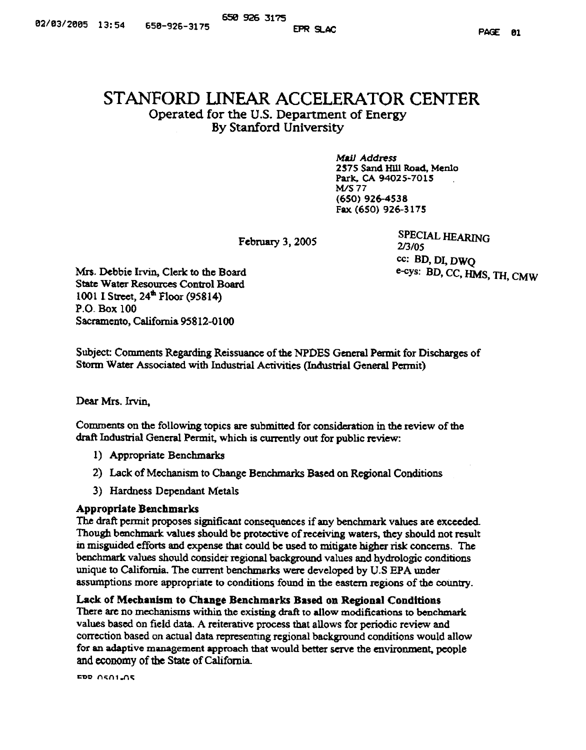# STANFORD LINEAR ACCELERATOR CENTER

Operated for the U.S. Department of Energy
By Stanford University

*Mail Address*
2575 Sand Hill Road, Menlo
Park, CA 94025-7015
M/S 77
(650) 926-4538
Fax (650) 926-3175

February 3, 2005

SPECIAL HEARING
2/3/05
cc: BD, DI, DWQ
e-cys: BD, CC, HMS, TH, CMW

Mrs. Debbie Irvin, Clerk to the Board
State Water Resources Control Board
1001 I Street, 24th Floor (95814)
P.O. Box 100
Sacramento, California 95812-0100

Subject: Comments Regarding Reissuance of the NPDES General Permit for Discharges of Storm Water Associated with Industrial Activities (Industrial General Permit)

Dear Mrs. Irvin,

Comments on the following topics are submitted for consideration in the review of the draft Industrial General Permit, which is currently out for public review:

1) Appropriate Benchmarks
2) Lack of Mechanism to Change Benchmarks Based on Regional Conditions
3) Hardness Dependant Metals

**Appropriate Benchmarks**

The draft permit proposes significant consequences if any benchmark values are exceeded. Though benchmark values should be protective of receiving waters, they should not result in misguided efforts and expense that could be used to mitigate higher risk concerns. The benchmark values should consider regional background values and hydrologic conditions unique to California. The current benchmarks were developed by U.S EPA under assumptions more appropriate to conditions found in the eastern regions of the country.

**Lack of Mechanism to Change Benchmarks Based on Regional Conditions**

There are no mechanisms within the existing draft to allow modifications to benchmark values based on field data. A reiterative process that allows for periodic review and correction based on actual data representing regional background conditions would allow for an adaptive management approach that would better serve the environment, people and economy of the State of California.

EPR 0501-05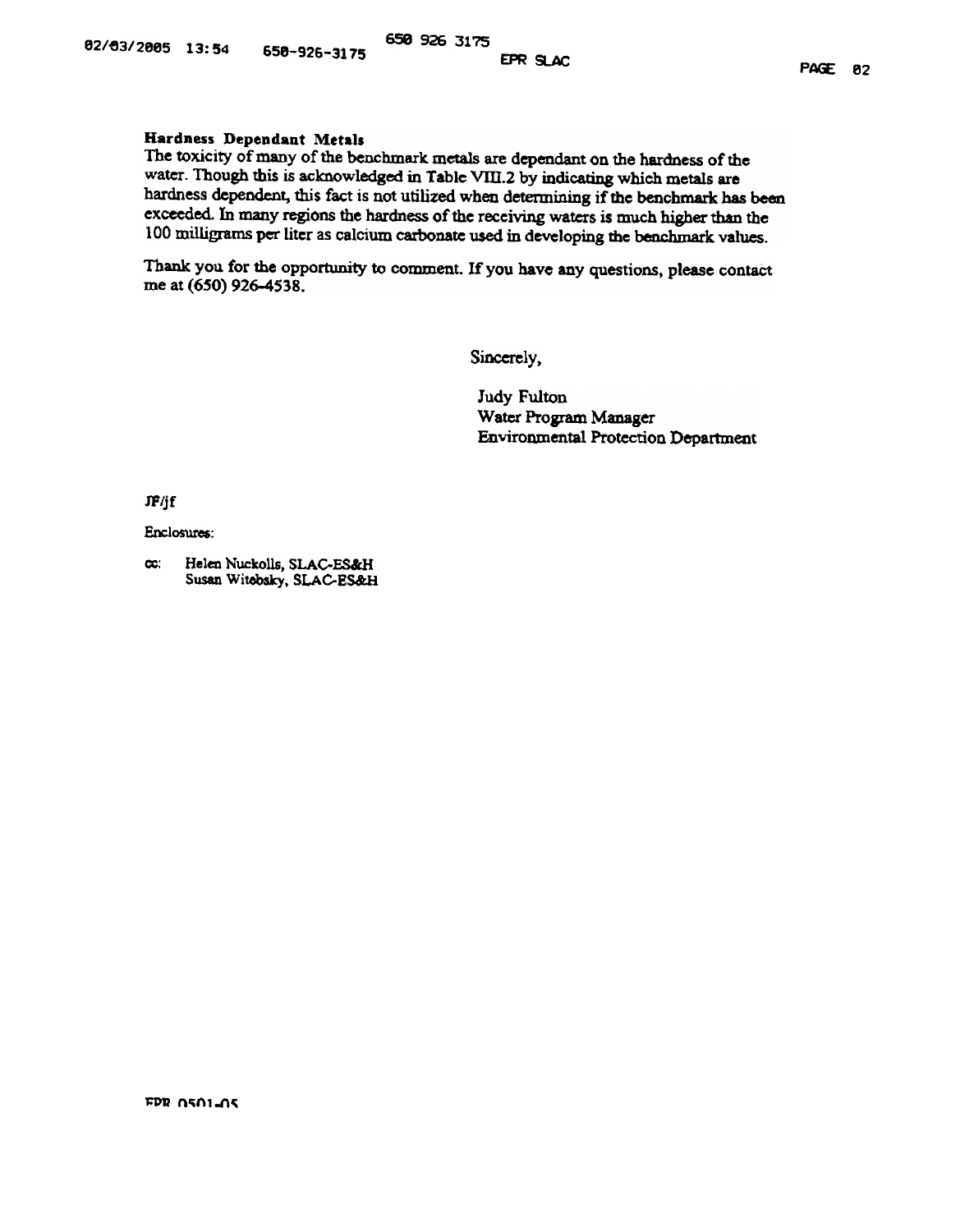**Hardness Dependant Metals**

The toxicity of many of the benchmark metals are dependant on the hardness of the water. Though this is acknowledged in Table VIII.2 by indicating which metals are hardness dependent, this fact is not utilized when determining if the benchmark has been exceeded. In many regions the hardness of the receiving waters is much higher than the 100 milligrams per liter as calcium carbonate used in developing the benchmark values.

Thank you for the opportunity to comment. If you have any questions, please contact me at (650) 926-4538.

Sincerely,

Judy Fulton
Water Program Manager
Environmental Protection Department

JF/jf

Enclosures:

cc: Helen Nuckolls, SLAC-ES&H
Susan Witebsky, SLAC-ES&H

EPR 0501-05